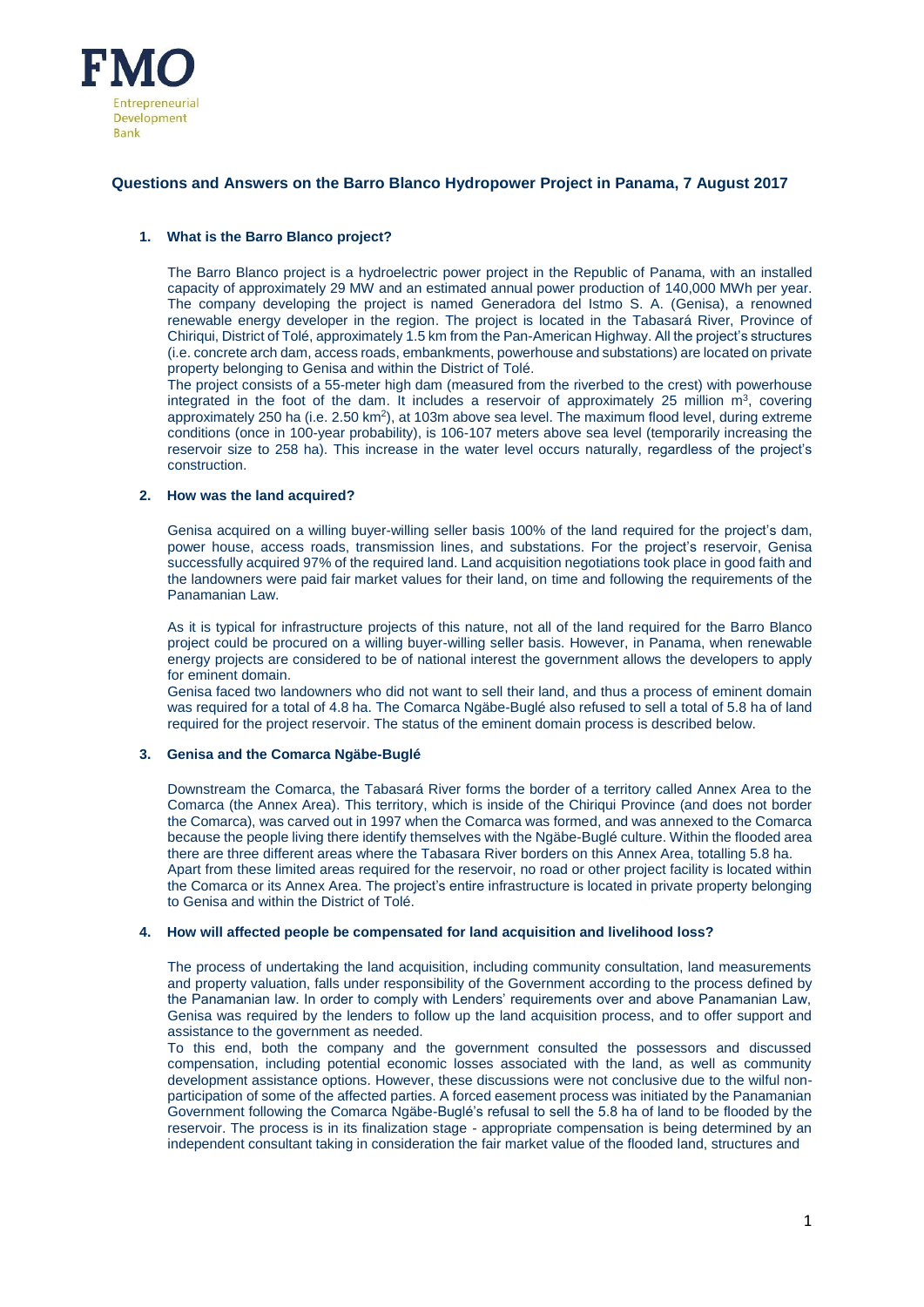FMO

Entrepreneurial Development Bank

## Questions and Answers on the Barro Blanco Hydropower Project in Panama, 7 August 2017

### 1. What is the Barro Blanco project?

The Barro Blanco project is a hydroelectric power project in the Republic of Panama, with an installed capacity of approximately 29 MW and an estimated annual power production of 140,000 MWh per year. The company developing the project is named Generadora del Istmo S. A. (Genisa), a renowned renewable energy developer in the region. The project is located in the Tabasará River, Province of Chiriqui, District of Tolé, approximately 1.5 km from the Pan-American Highway. All the project's structures (i.e. concrete arch dam, access roads, embankments, powerhouse and substations) are located on private property belonging to Genisa and within the District of Tolé.

The project consists of a 55-meter high dam (measured from the riverbed to the crest) with powerhouse integrated in the foot of the dam. It includes a reservoir of approximately 25 million $m^3$, covering approximately 250 ha (i.e. 2.50 $km^2$), at 103m above sea level. The maximum flood level, during extreme conditions (once in 100-year probability), is 106-107 meters above sea level (temporarily increasing the reservoir size to 258 ha). This increase in the water level occurs naturally, regardless of the project's construction.

### 2. How was the land acquired?

Genisa acquired on a willing buyer-willing seller basis 100% of the land required for the project's dam, power house, access roads, transmission lines, and substations. For the project's reservoir, Genisa successfully acquired 97% of the required land. Land acquisition negotiations took place in good faith and the landowners were paid fair market values for their land, on time and following the requirements of the Panamanian Law.

As it is typical for infrastructure projects of this nature, not all of the land required for the Barro Blanco project could be procured on a willing buyer-willing seller basis. However, in Panama, when renewable energy projects are considered to be of national interest the government allows the developers to apply for eminent domain.

Genisa faced two landowners who did not want to sell their land, and thus a process of eminent domain was required for a total of 4.8 ha. The Comarca Ngäbe-Buglé also refused to sell a total of 5.8 ha of land required for the project reservoir. The status of the eminent domain process is described below.

### 3. Genisa and the Comarca Ngäbe-Buglé

Downstream the Comarca, the Tabasará River forms the border of a territory called Annex Area to the Comarca (the Annex Area). This territory, which is inside of the Chiriqui Province (and does not border the Comarca), was carved out in 1997 when the Comarca was formed, and was annexed to the Comarca because the people living there identify themselves with the Ngäbe-Buglé culture. Within the flooded area there are three different areas where the Tabasara River borders on this Annex Area, totalling 5.8 ha.

Apart from these limited areas required for the reservoir, no road or other project facility is located within the Comarca or its Annex Area. The project's entire infrastructure is located in private property belonging to Genisa and within the District of Tolé.

### 4. How will affected people be compensated for land acquisition and livelihood loss?

The process of undertaking the land acquisition, including community consultation, land measurements and property valuation, falls under responsibility of the Government according to the process defined by the Panamanian law. In order to comply with Lenders' requirements over and above Panamanian Law, Genisa was required by the lenders to follow up the land acquisition process, and to offer support and assistance to the government as needed.

To this end, both the company and the government consulted the possessors and discussed compensation, including potential economic losses associated with the land, as well as community development assistance options. However, these discussions were not conclusive due to the wilful non-participation of some of the affected parties. A forced easement process was initiated by the Panamanian Government following the Comarca Ngäbe-Buglé's refusal to sell the 5.8 ha of land to be flooded by the reservoir. The process is in its finalization stage - appropriate compensation is being determined by an independent consultant taking in consideration the fair market value of the flooded land, structures and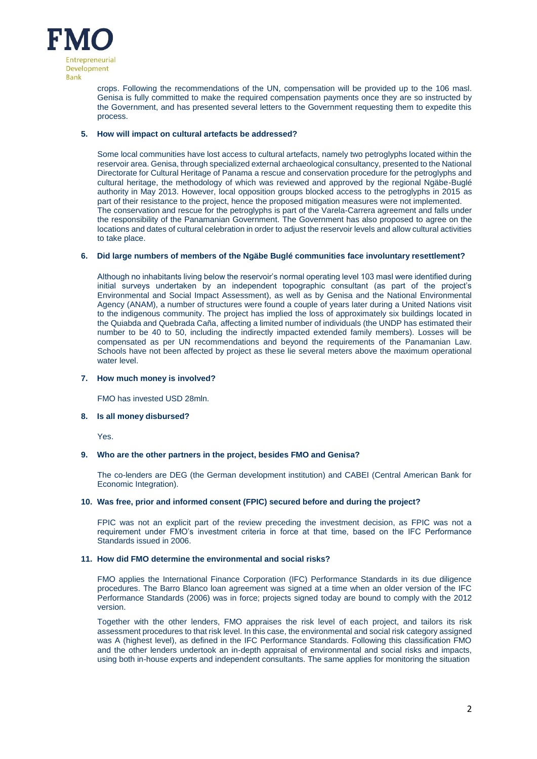crops. Following the recommendations of the UN, compensation will be provided up to the 106 masl. Genisa is fully committed to make the required compensation payments once they are so instructed by the Government, and has presented several letters to the Government requesting them to expedite this process.

**5. How will impact on cultural artefacts be addressed?**

Some local communities have lost access to cultural artefacts, namely two petroglyphs located within the reservoir area. Genisa, through specialized external archaeological consultancy, presented to the National Directorate for Cultural Heritage of Panama a rescue and conservation procedure for the petroglyphs and cultural heritage, the methodology of which was reviewed and approved by the regional Ngäbe-Buglé authority in May 2013. However, local opposition groups blocked access to the petroglyphs in 2015 as part of their resistance to the project, hence the proposed mitigation measures were not implemented. The conservation and rescue for the petroglyphs is part of the Varela-Carrera agreement and falls under the responsibility of the Panamanian Government. The Government has also proposed to agree on the locations and dates of cultural celebration in order to adjust the reservoir levels and allow cultural activities to take place.

**6. Did large numbers of members of the Ngäbe Buglé communities face involuntary resettlement?**

Although no inhabitants living below the reservoir's normal operating level 103 masl were identified during initial surveys undertaken by an independent topographic consultant (as part of the project's Environmental and Social Impact Assessment), as well as by Genisa and the National Environmental Agency (ANAM), a number of structures were found a couple of years later during a United Nations visit to the indigenous community. The project has implied the loss of approximately six buildings located in the Quiabda and Quebrada Caña, affecting a limited number of individuals (the UNDP has estimated their number to be 40 to 50, including the indirectly impacted extended family members). Losses will be compensated as per UN recommendations and beyond the requirements of the Panamanian Law. Schools have not been affected by project as these lie several meters above the maximum operational water level.

**7. How much money is involved?**

FMO has invested USD 28mln.

**8. Is all money disbursed?**

Yes.

**9. Who are the other partners in the project, besides FMO and Genisa?**

The co-lenders are DEG (the German development institution) and CABEI (Central American Bank for Economic Integration).

**10. Was free, prior and informed consent (FPIC) secured before and during the project?**

FPIC was not an explicit part of the review preceding the investment decision, as FPIC was not a requirement under FMO's investment criteria in force at that time, based on the IFC Performance Standards issued in 2006.

**11. How did FMO determine the environmental and social risks?**

FMO applies the International Finance Corporation (IFC) Performance Standards in its due diligence procedures. The Barro Blanco loan agreement was signed at a time when an older version of the IFC Performance Standards (2006) was in force; projects signed today are bound to comply with the 2012 version.

Together with the other lenders, FMO appraises the risk level of each project, and tailors its risk assessment procedures to that risk level. In this case, the environmental and social risk category assigned was A (highest level), as defined in the IFC Performance Standards. Following this classification FMO and the other lenders undertook an in-depth appraisal of environmental and social risks and impacts, using both in-house experts and independent consultants. The same applies for monitoring the situation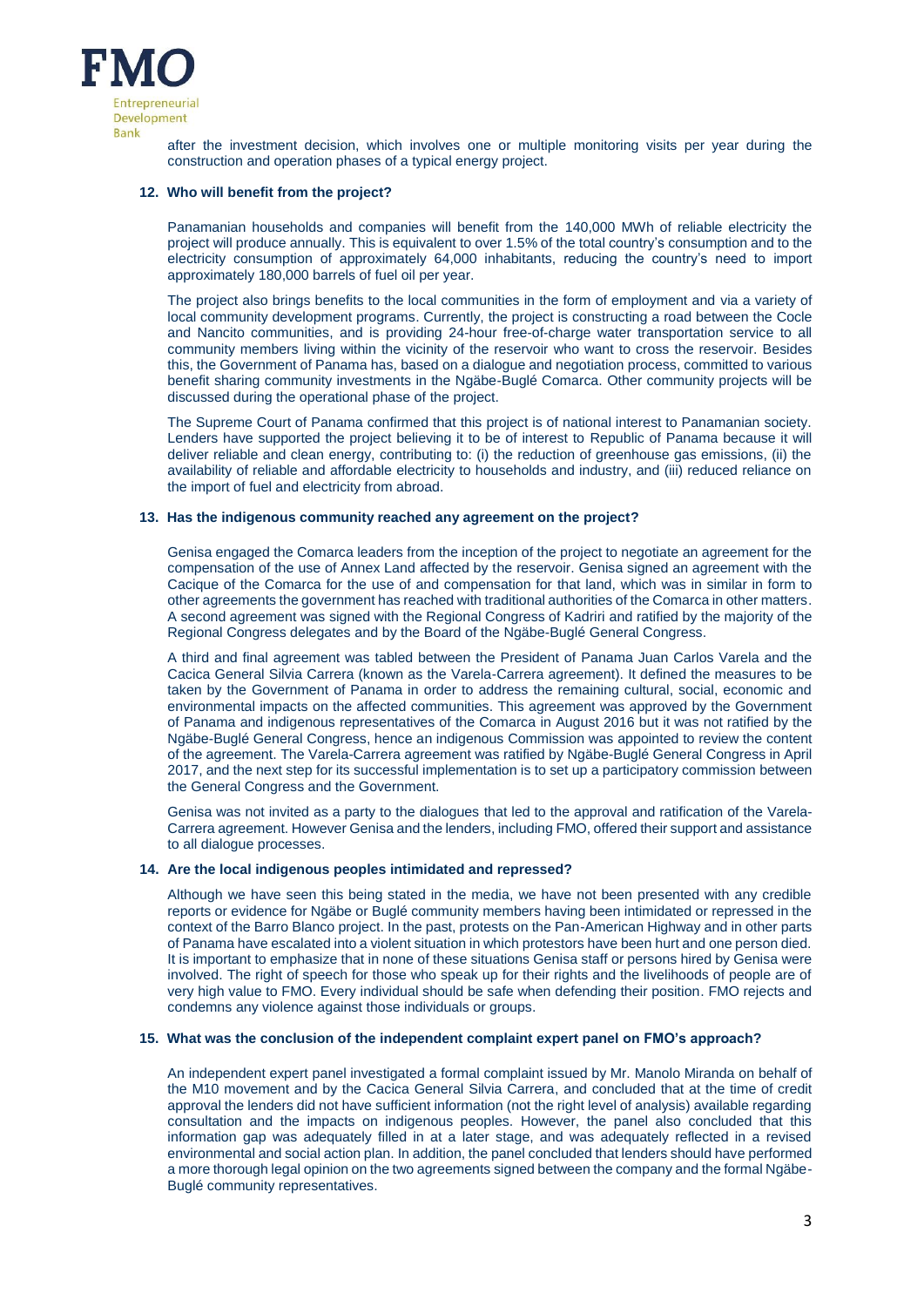after the investment decision, which involves one or multiple monitoring visits per year during the construction and operation phases of a typical energy project.

**12. Who will benefit from the project?**

Panamanian households and companies will benefit from the 140,000 MWh of reliable electricity the project will produce annually. This is equivalent to over 1.5% of the total country's consumption and to the electricity consumption of approximately 64,000 inhabitants, reducing the country's need to import approximately 180,000 barrels of fuel oil per year.

The project also brings benefits to the local communities in the form of employment and via a variety of local community development programs. Currently, the project is constructing a road between the Cocle and Nancito communities, and is providing 24-hour free-of-charge water transportation service to all community members living within the vicinity of the reservoir who want to cross the reservoir. Besides this, the Government of Panama has, based on a dialogue and negotiation process, committed to various benefit sharing community investments in the Ngäbe-Buglé Comarca. Other community projects will be discussed during the operational phase of the project.

The Supreme Court of Panama confirmed that this project is of national interest to Panamanian society. Lenders have supported the project believing it to be of interest to Republic of Panama because it will deliver reliable and clean energy, contributing to: (i) the reduction of greenhouse gas emissions, (ii) the availability of reliable and affordable electricity to households and industry, and (iii) reduced reliance on the import of fuel and electricity from abroad.

**13. Has the indigenous community reached any agreement on the project?**

Genisa engaged the Comarca leaders from the inception of the project to negotiate an agreement for the compensation of the use of Annex Land affected by the reservoir. Genisa signed an agreement with the Cacique of the Comarca for the use of and compensation for that land, which was in similar in form to other agreements the government has reached with traditional authorities of the Comarca in other matters. A second agreement was signed with the Regional Congress of Kadriri and ratified by the majority of the Regional Congress delegates and by the Board of the Ngäbe-Buglé General Congress.

A third and final agreement was tabled between the President of Panama Juan Carlos Varela and the Cacica General Silvia Carrera (known as the Varela-Carrera agreement). It defined the measures to be taken by the Government of Panama in order to address the remaining cultural, social, economic and environmental impacts on the affected communities. This agreement was approved by the Government of Panama and indigenous representatives of the Comarca in August 2016 but it was not ratified by the Ngäbe-Buglé General Congress, hence an indigenous Commission was appointed to review the content of the agreement. The Varela-Carrera agreement was ratified by Ngäbe-Buglé General Congress in April 2017, and the next step for its successful implementation is to set up a participatory commission between the General Congress and the Government.

Genisa was not invited as a party to the dialogues that led to the approval and ratification of the Varela-Carrera agreement. However Genisa and the lenders, including FMO, offered their support and assistance to all dialogue processes.

**14. Are the local indigenous peoples intimidated and repressed?**

Although we have seen this being stated in the media, we have not been presented with any credible reports or evidence for Ngäbe or Buglé community members having been intimidated or repressed in the context of the Barro Blanco project. In the past, protests on the Pan-American Highway and in other parts of Panama have escalated into a violent situation in which protestors have been hurt and one person died. It is important to emphasize that in none of these situations Genisa staff or persons hired by Genisa were involved. The right of speech for those who speak up for their rights and the livelihoods of people are of very high value to FMO. Every individual should be safe when defending their position. FMO rejects and condemns any violence against those individuals or groups.

**15. What was the conclusion of the independent complaint expert panel on FMO's approach?**

An independent expert panel investigated a formal complaint issued by Mr. Manolo Miranda on behalf of the M10 movement and by the Cacica General Silvia Carrera, and concluded that at the time of credit approval the lenders did not have sufficient information (not the right level of analysis) available regarding consultation and the impacts on indigenous peoples. However, the panel also concluded that this information gap was adequately filled in at a later stage, and was adequately reflected in a revised environmental and social action plan. In addition, the panel concluded that lenders should have performed a more thorough legal opinion on the two agreements signed between the company and the formal Ngäbe-Buglé community representatives.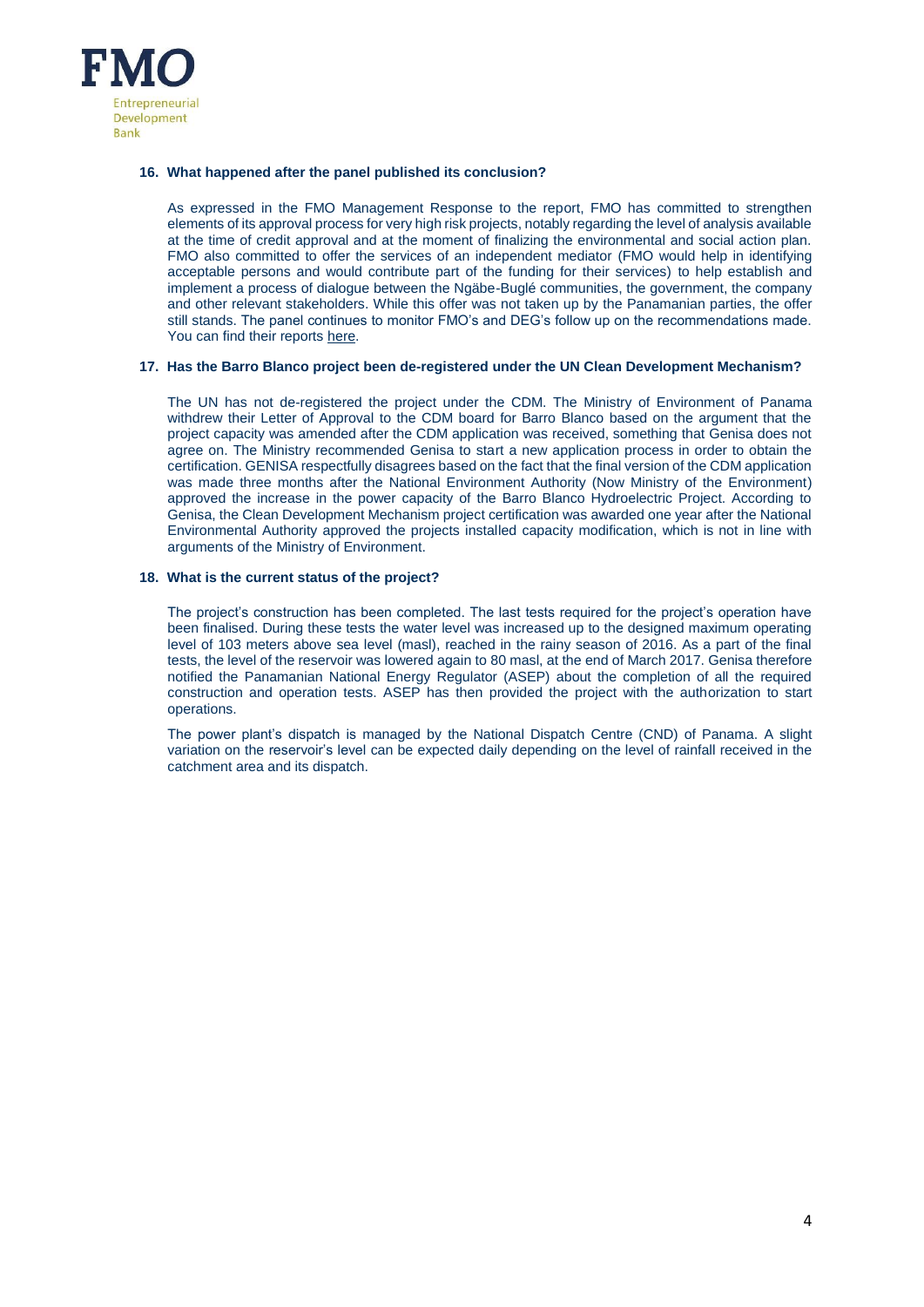**16. What happened after the panel published its conclusion?**

As expressed in the FMO Management Response to the report, FMO has committed to strengthen elements of its approval process for very high risk projects, notably regarding the level of analysis available at the time of credit approval and at the moment of finalizing the environmental and social action plan. FMO also committed to offer the services of an independent mediator (FMO would help in identifying acceptable persons and would contribute part of the funding for their services) to help establish and implement a process of dialogue between the Ngäbe-Buglé communities, the government, the company and other relevant stakeholders. While this offer was not taken up by the Panamanian parties, the offer still stands. The panel continues to monitor FMO's and DEG's follow up on the recommendations made. You can find their reports here.

**17. Has the Barro Blanco project been de-registered under the UN Clean Development Mechanism?**

The UN has not de-registered the project under the CDM. The Ministry of Environment of Panama withdrew their Letter of Approval to the CDM board for Barro Blanco based on the argument that the project capacity was amended after the CDM application was received, something that Genisa does not agree on. The Ministry recommended Genisa to start a new application process in order to obtain the certification. GENISA respectfully disagrees based on the fact that the final version of the CDM application was made three months after the National Environment Authority (Now Ministry of the Environment) approved the increase in the power capacity of the Barro Blanco Hydroelectric Project. According to Genisa, the Clean Development Mechanism project certification was awarded one year after the National Environmental Authority approved the projects installed capacity modification, which is not in line with arguments of the Ministry of Environment.

**18. What is the current status of the project?**

The project's construction has been completed. The last tests required for the project's operation have been finalised. During these tests the water level was increased up to the designed maximum operating level of 103 meters above sea level (masl), reached in the rainy season of 2016. As a part of the final tests, the level of the reservoir was lowered again to 80 masl, at the end of March 2017. Genisa therefore notified the Panamanian National Energy Regulator (ASEP) about the completion of all the required construction and operation tests. ASEP has then provided the project with the authorization to start operations.

The power plant's dispatch is managed by the National Dispatch Centre (CND) of Panama. A slight variation on the reservoir's level can be expected daily depending on the level of rainfall received in the catchment area and its dispatch.